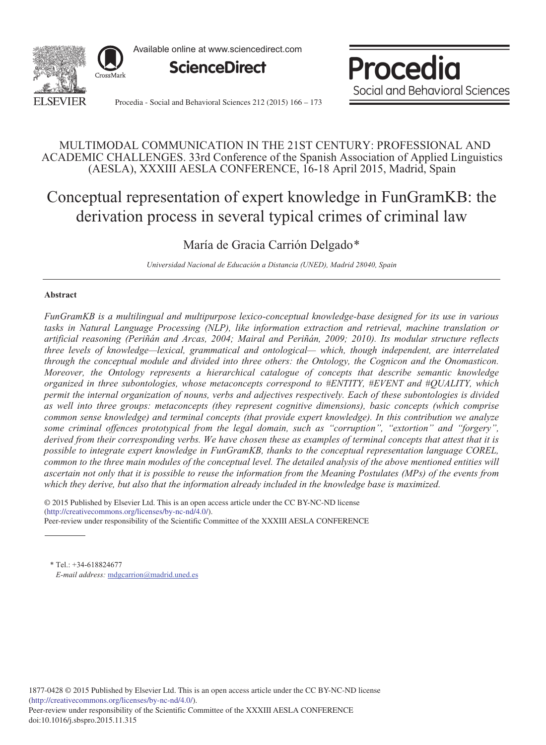MULTIMODAL COMMUNICATION IN THE 21ST CENTURY: PROFESSIONAL AND ACADEMIC CHALLENGES. 33rd Conference of the Spanish Association of Applied Linguistics (AESLA), XXXIII AESLA CONFERENCE, 16-18 April 2015, Madrid, Spain

# Conceptual representation of expert knowledge in FunGramKB: the derivation process in several typical crimes of criminal law

María de Gracia Carrión Delgado*

*Universidad Nacional de Educación a Distancia (UNED), Madrid 28040, Spain*

## Abstract

*FunGramKB is a multilingual and multipurpose lexico-conceptual knowledge-base designed for its use in various tasks in Natural Language Processing (NLP), like information extraction and retrieval, machine translation or artificial reasoning (Periñán and Arcas, 2004; Mairal and Periñán, 2009; 2010). Its modular structure reflects three levels of knowledge—lexical, grammatical and ontological— which, though independent, are interrelated through the conceptual module and divided into three others: the Ontology, the Cognicon and the Onomasticon. Moreover, the Ontology represents a hierarchical catalogue of concepts that describe semantic knowledge organized in three subontologies, whose metaconcepts correspond to #ENTITY, #EVENT and #QUALITY, which permit the internal organization of nouns, verbs and adjectives respectively. Each of these subontologies is divided as well into three groups: metaconcepts (they represent cognitive dimensions), basic concepts (which comprise common sense knowledge) and terminal concepts (that provide expert knowledge). In this contribution we analyze some criminal offences prototypical from the legal domain, such as "corruption", "extortion" and "forgery", derived from their corresponding verbs. We have chosen these as examples of terminal concepts that attest that it is possible to integrate expert knowledge in FunGramKB, thanks to the conceptual representation language COREL, common to the three main modules of the conceptual level. The detailed analysis of the above mentioned entities will ascertain not only that it is possible to reuse the information from the Meaning Postulates (MPs) of the events from which they derive, but also that the information already included in the knowledge base is maximized.*

© 2015 Published by Elsevier Ltd. This is an open access article under the CC BY-NC-ND license (http://creativecommons.org/licenses/by-nc-nd/4.0/).
Peer-review under responsibility of the Scientific Committee of the XXXIII AESLA CONFERENCE

\* Tel.: +34-618824677
*E-mail address:* mdgcarrion@madrid.uned.es

1877-0428 © 2015 Published by Elsevier Ltd. This is an open access article under the CC BY-NC-ND license (http://creativecommons.org/licenses/by-nc-nd/4.0/).
Peer-review under responsibility of the Scientific Committee of the XXXIII AESLA CONFERENCE
doi:10.1016/j.sbspro.2015.11.315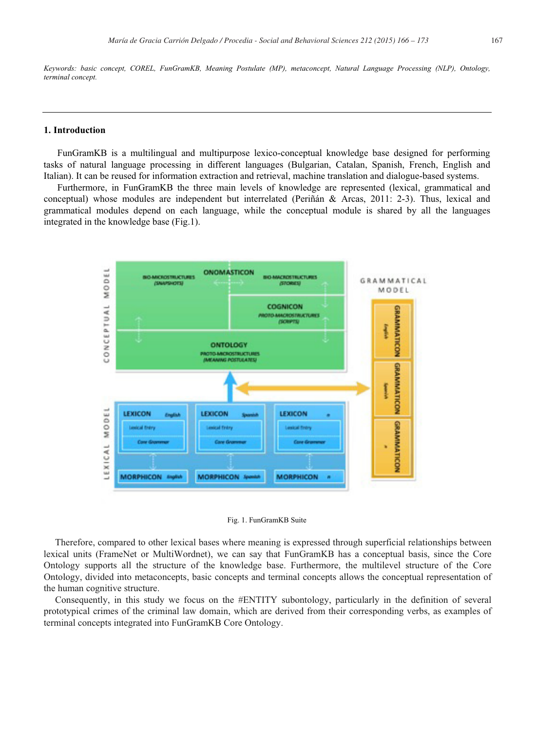*Keywords:* *basic concept, COREL, FunGramKB, Meaning Postulate (MP), metaconcept, Natural Language Processing (NLP), Ontology, terminal concept.*

## 1. Introduction

FunGramKB is a multilingual and multipurpose lexico-conceptual knowledge base designed for performing tasks of natural language processing in different languages (Bulgarian, Catalan, Spanish, French, English and Italian). It can be reused for information extraction and retrieval, machine translation and dialogue-based systems.

Furthermore, in FunGramKB the three main levels of knowledge are represented (lexical, grammatical and conceptual) whose modules are independent but interrelated (Periñán & Arcas, 2011: 2-3). Thus, lexical and grammatical modules depend on each language, while the conceptual module is shared by all the languages integrated in the knowledge base (Fig.1).

Fig. 1. FunGramKB Suite

Therefore, compared to other lexical bases where meaning is expressed through superficial relationships between lexical units (FrameNet or MultiWordnet), we can say that FunGramKB has a conceptual basis, since the Core Ontology supports all the structure of the knowledge base. Furthermore, the multilevel structure of the Core Ontology, divided into metaconcepts, basic concepts and terminal concepts allows the conceptual representation of the human cognitive structure.

Consequently, in this study we focus on the #ENTITY subontology, particularly in the definition of several prototypical crimes of the criminal law domain, which are derived from their corresponding verbs, as examples of terminal concepts integrated into FunGramKB Core Ontology.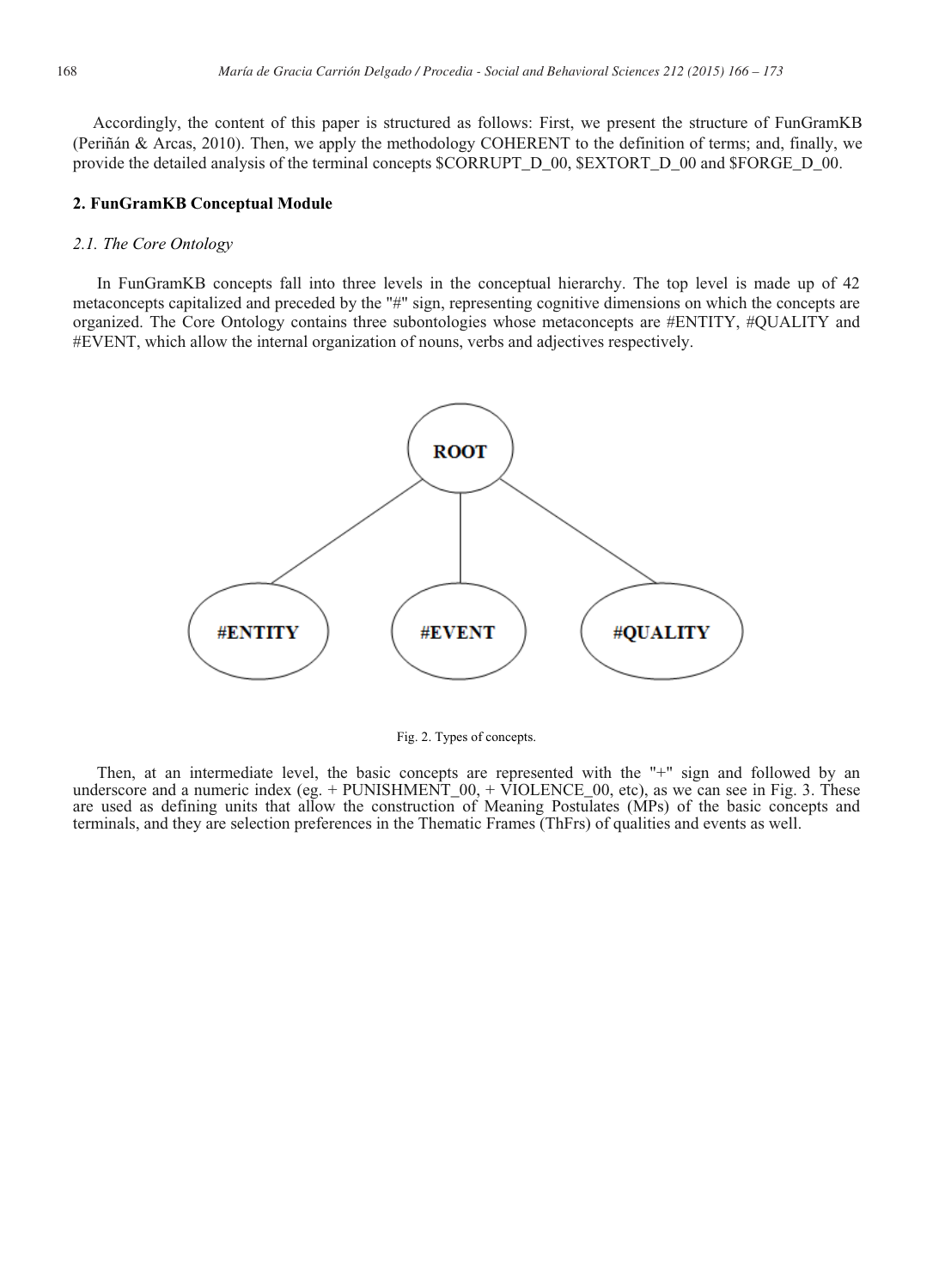Accordingly, the content of this paper is structured as follows: First, we present the structure of FunGramKB (Periñán & Arcas, 2010). Then, we apply the methodology COHERENT to the definition of terms; and, finally, we provide the detailed analysis of the terminal concepts $CORRUPT_D_00, $EXTORT_D_00 and $FORGE_D_00.

## 2. FunGramKB Conceptual Module

### *2.1. The Core Ontology*

In FunGramKB concepts fall into three levels in the conceptual hierarchy. The top level is made up of 42 metaconcepts capitalized and preceded by the "#" sign, representing cognitive dimensions on which the concepts are organized. The Core Ontology contains three subontologies whose metaconcepts are #ENTITY, #QUALITY and #EVENT, which allow the internal organization of nouns, verbs and adjectives respectively.

ROOT

#ENTITY #EVENT #QUALITY

Fig. 2. Types of concepts.

Then, at an intermediate level, the basic concepts are represented with the "+" sign and followed by an underscore and a numeric index (eg. + PUNISHMENT_00, + VIOLENCE_00, etc), as we can see in Fig. 3. These are used as defining units that allow the construction of Meaning Postulates (MPs) of the basic concepts and terminals, and they are selection preferences in the Thematic Frames (ThFrs) of qualities and events as well.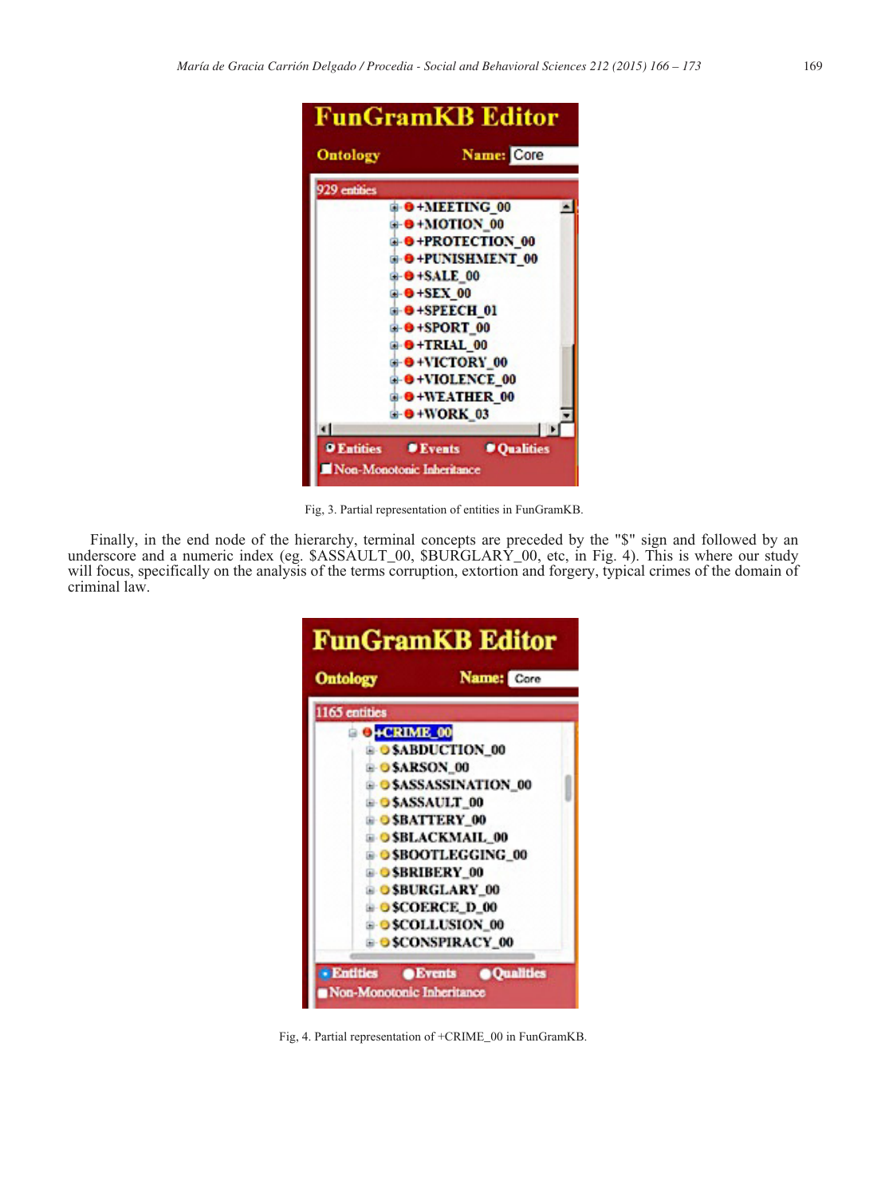Fig, 3. Partial representation of entities in FunGramKB.

Finally, in the end node of the hierarchy, terminal concepts are preceded by the "$" sign and followed by an underscore and a numeric index (eg. $ASSAULT_00, $BURGLARY_00, etc, in Fig. 4). This is where our study will focus, specifically on the analysis of the terms corruption, extortion and forgery, typical crimes of the domain of criminal law.

Fig, 4. Partial representation of +CRIME_00 in FunGramKB.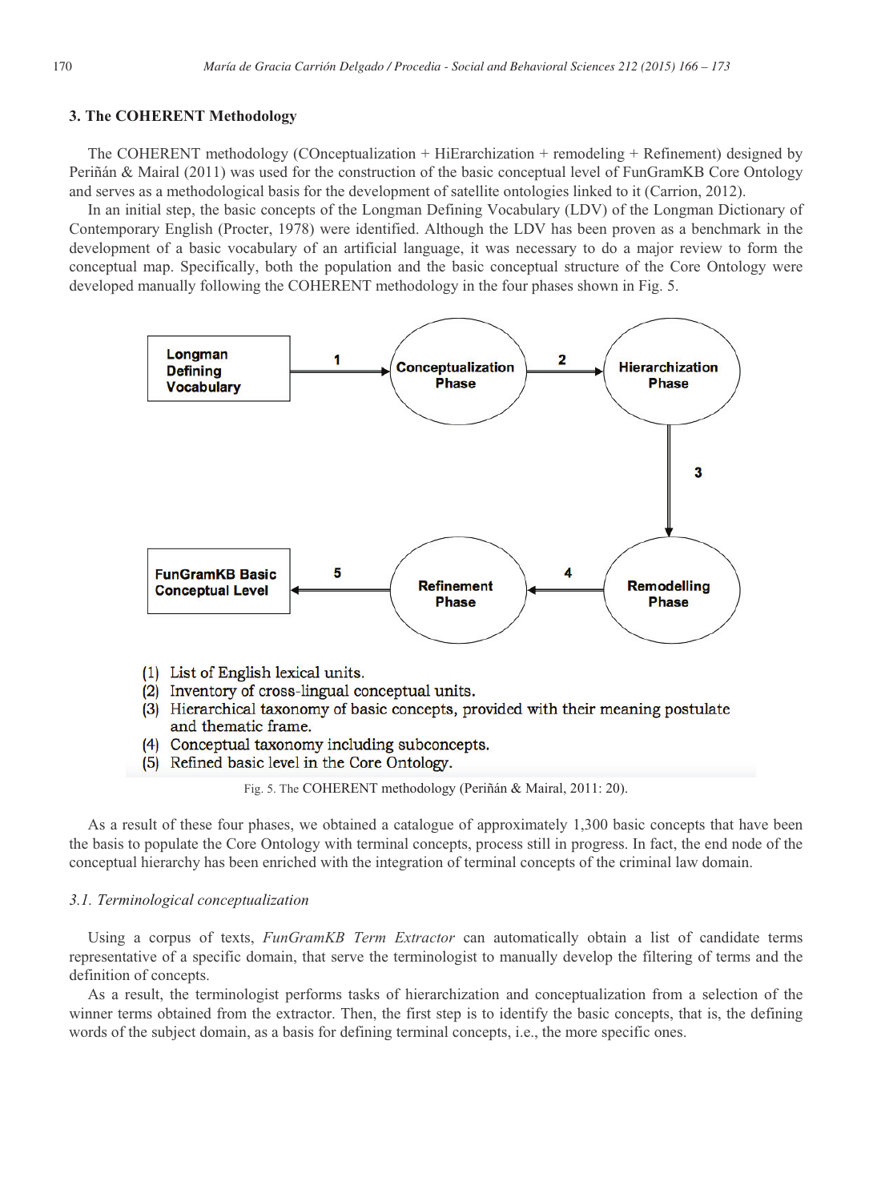## 3. The COHERENT Methodology

The COHERENT methodology (COnceptualization + HiErarchization + remodeling + Refinement) designed by Periñán & Mairal (2011) was used for the construction of the basic conceptual level of FunGramKB Core Ontology and serves as a methodological basis for the development of satellite ontologies linked to it (Carrion, 2012).

In an initial step, the basic concepts of the Longman Defining Vocabulary (LDV) of the Longman Dictionary of Contemporary English (Procter, 1978) were identified. Although the LDV has been proven as a benchmark in the development of a basic vocabulary of an artificial language, it was necessary to do a major review to form the conceptual map. Specifically, both the population and the basic conceptual structure of the Core Ontology were developed manually following the COHERENT methodology in the four phases shown in Fig. 5.

Longman Defining Vocabulary → (1) → Conceptualization Phase → (2) → Hierarchization Phase → (3) → Remodelling Phase → (4) → Refinement Phase → (5) → FunGramKB Basic Conceptual Level

(1) List of English lexical units.
(2) Inventory of cross-lingual conceptual units.
(3) Hierarchical taxonomy of basic concepts, provided with their meaning postulate and thematic frame.
(4) Conceptual taxonomy including subconcepts.
(5) Refined basic level in the Core Ontology.

Fig. 5. The COHERENT methodology (Periñán & Mairal, 2011: 20).

As a result of these four phases, we obtained a catalogue of approximately 1,300 basic concepts that have been the basis to populate the Core Ontology with terminal concepts, process still in progress. In fact, the end node of the conceptual hierarchy has been enriched with the integration of terminal concepts of the criminal law domain.

### *3.1. Terminological conceptualization*

Using a corpus of texts, *FunGramKB Term Extractor* can automatically obtain a list of candidate terms representative of a specific domain, that serve the terminologist to manually develop the filtering of terms and the definition of concepts.

As a result, the terminologist performs tasks of hierarchization and conceptualization from a selection of the winner terms obtained from the extractor. Then, the first step is to identify the basic concepts, that is, the defining words of the subject domain, as a basis for defining terminal concepts, i.e., the more specific ones.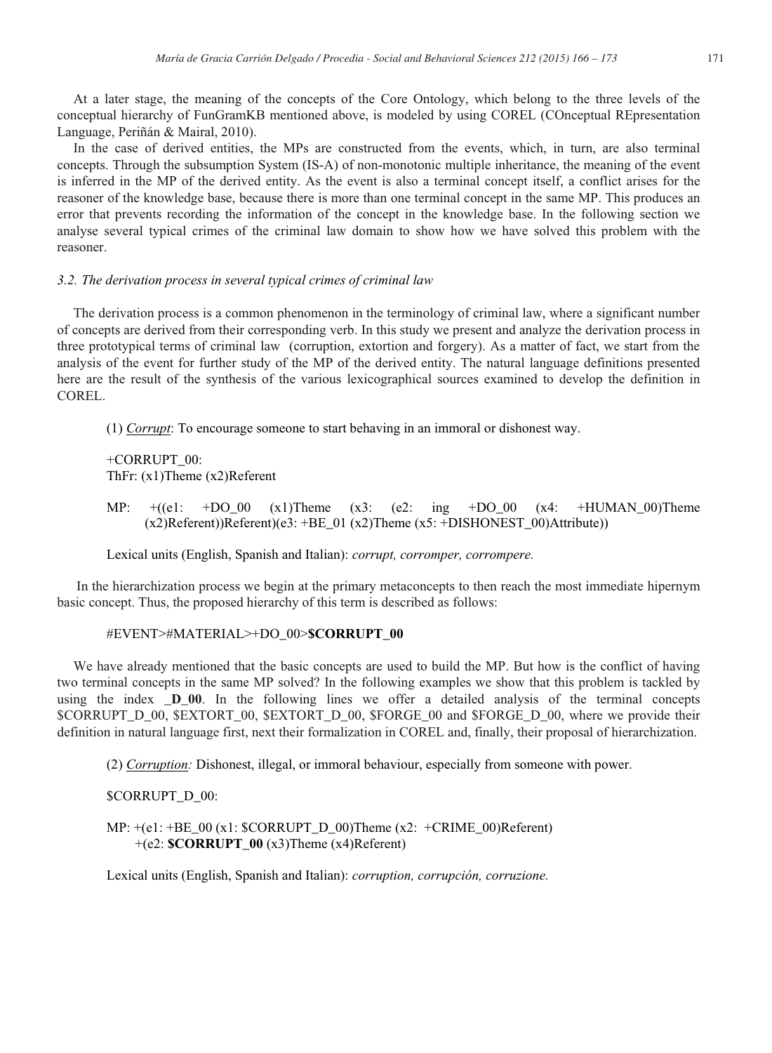At a later stage, the meaning of the concepts of the Core Ontology, which belong to the three levels of the conceptual hierarchy of FunGramKB mentioned above, is modeled by using COREL (COnceptual REpresentation Language, Periñán & Mairal, 2010).

In the case of derived entities, the MPs are constructed from the events, which, in turn, are also terminal concepts. Through the subsumption System (IS-A) of non-monotonic multiple inheritance, the meaning of the event is inferred in the MP of the derived entity. As the event is also a terminal concept itself, a conflict arises for the reasoner of the knowledge base, because there is more than one terminal concept in the same MP. This produces an error that prevents recording the information of the concept in the knowledge base. In the following section we analyse several typical crimes of the criminal law domain to show how we have solved this problem with the reasoner.

### *3.2. The derivation process in several typical crimes of criminal law*

The derivation process is a common phenomenon in the terminology of criminal law, where a significant number of concepts are derived from their corresponding verb. In this study we present and analyze the derivation process in three prototypical terms of criminal law (corruption, extortion and forgery). As a matter of fact, we start from the analysis of the event for further study of the MP of the derived entity. The natural language definitions presented here are the result of the synthesis of the various lexicographical sources examined to develop the definition in COREL.

(1) *Corrupt*: To encourage someone to start behaving in an immoral or dishonest way.

+CORRUPT_00:
ThFr: (x1)Theme (x2)Referent

MP: +((e1: +DO_00 (x1)Theme (x3: (e2: ing +DO_00 (x4: +HUMAN_00)Theme (x2)Referent))Referent)(e3: +BE_01 (x2)Theme (x5: +DISHONEST_00)Attribute))

Lexical units (English, Spanish and Italian): *corrupt, corromper, corrompere.*

In the hierarchization process we begin at the primary metaconcepts to then reach the most immediate hipernym basic concept. Thus, the proposed hierarchy of this term is described as follows:

#EVENT>#MATERIAL>+DO_00>**$CORRUPT_00**

We have already mentioned that the basic concepts are used to build the MP. But how is the conflict of having two terminal concepts in the same MP solved? In the following examples we show that this problem is tackled by using the index **_D_00**. In the following lines we offer a detailed analysis of the terminal concepts $CORRUPT_D_00, $EXTORT_00, $EXTORT_D_00, $FORGE_00 and $FORGE_D_00, where we provide their definition in natural language first, next their formalization in COREL and, finally, their proposal of hierarchization.

(2) *Corruption:* Dishonest, illegal, or immoral behaviour, especially from someone with power.

$CORRUPT_D_00:

MP: +(e1: +BE_00 (x1: $CORRUPT_D_00)Theme (x2: +CRIME_00)Referent)
+(e2: **$CORRUPT_00** (x3)Theme (x4)Referent)

Lexical units (English, Spanish and Italian): *corruption, corrupción, corruzione.*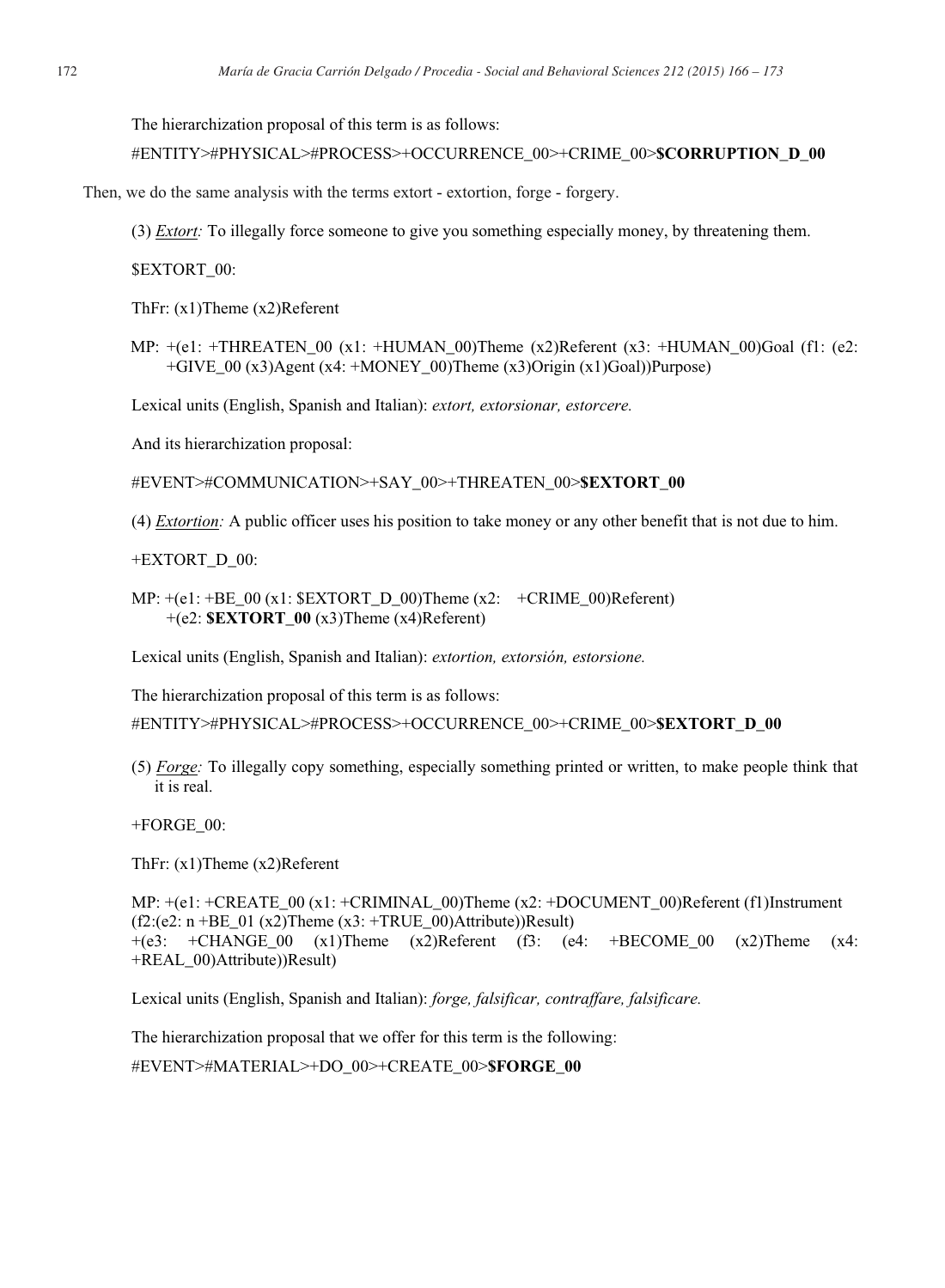The hierarchization proposal of this term is as follows:

#ENTITY>#PHYSICAL>#PROCESS>+OCCURRENCE_00>+CRIME_00>**$CORRUPTION_D_00**

Then, we do the same analysis with the terms extort - extortion, forge - forgery.

(3) *Extort:* To illegally force someone to give you something especially money, by threatening them.

$EXTORT_00:

ThFr: (x1)Theme (x2)Referent

MP: +(e1: +THREATEN_00 (x1: +HUMAN_00)Theme (x2)Referent (x3: +HUMAN_00)Goal (f1: (e2: +GIVE_00 (x3)Agent (x4: +MONEY_00)Theme (x3)Origin (x1)Goal))Purpose)

Lexical units (English, Spanish and Italian): *extort, extorsionar, estorcere.*

And its hierarchization proposal:

#EVENT>#COMMUNICATION>+SAY_00>+THREATEN_00>**$EXTORT_00**

(4) *Extortion:* A public officer uses his position to take money or any other benefit that is not due to him.

+EXTORT_D_00:

MP: +(e1: +BE_00 (x1: $EXTORT_D_00)Theme (x2: +CRIME_00)Referent)
+(e2: **$EXTORT_00** (x3)Theme (x4)Referent)

Lexical units (English, Spanish and Italian): *extortion, extorsión, estorsione.*

The hierarchization proposal of this term is as follows:

#ENTITY>#PHYSICAL>#PROCESS>+OCCURRENCE_00>+CRIME_00>**$EXTORT_D_00**

(5) *Forge:* To illegally copy something, especially something printed or written, to make people think that it is real.

+FORGE_00:

ThFr: (x1)Theme (x2)Referent

MP: +(e1: +CREATE_00 (x1: +CRIMINAL_00)Theme (x2: +DOCUMENT_00)Referent (f1)Instrument (f2:(e2: n +BE_01 (x2)Theme (x3: +TRUE_00)Attribute))Result)
+(e3: +CHANGE_00 (x1)Theme (x2)Referent (f3: (e4: +BECOME_00 (x2)Theme (x4: +REAL_00)Attribute))Result)

Lexical units (English, Spanish and Italian): *forge, falsificar, contraffare, falsificare.*

The hierarchization proposal that we offer for this term is the following:

#EVENT>#MATERIAL>+DO_00>+CREATE_00>**$FORGE_00**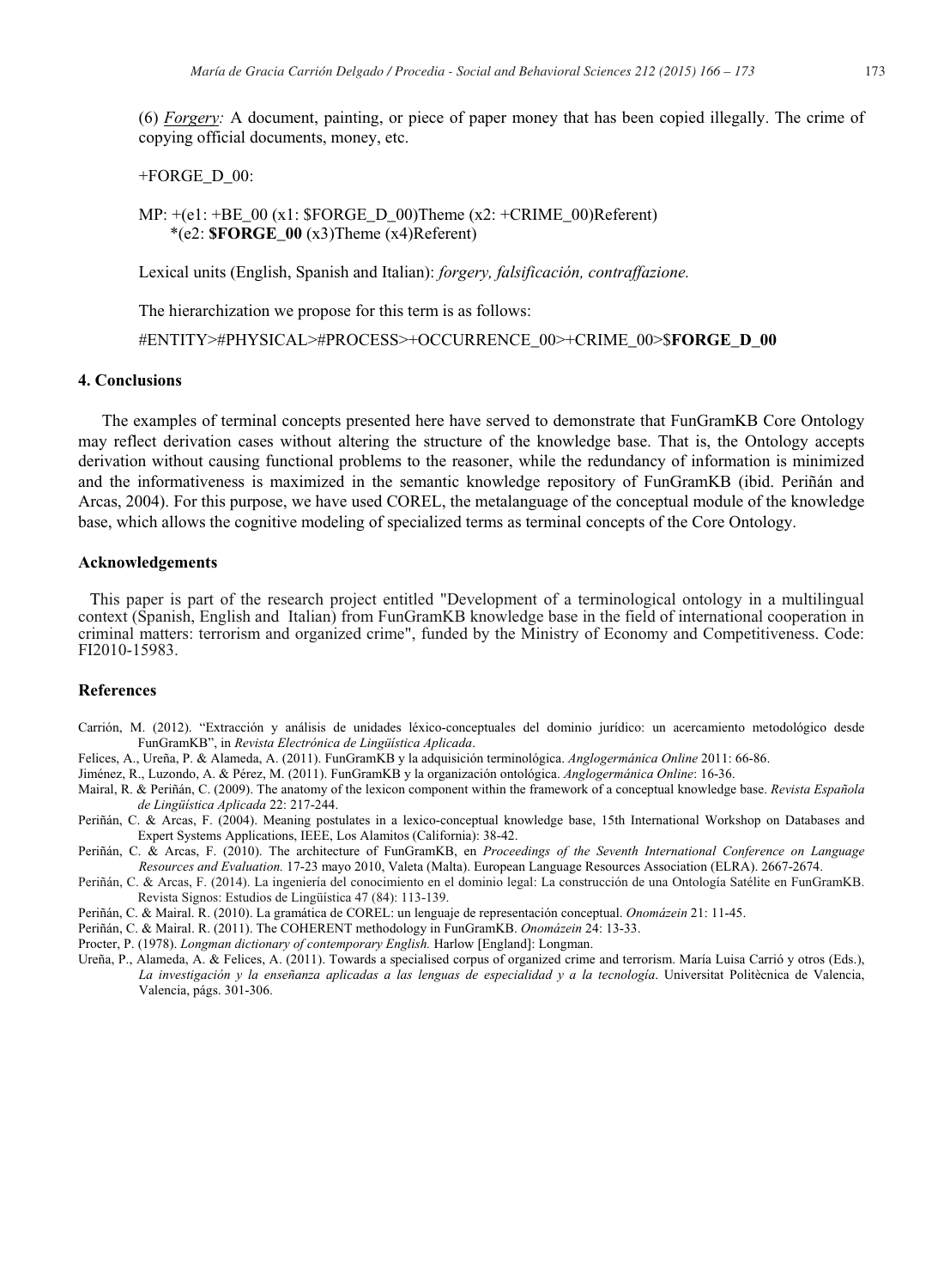(6) *Forgery:* A document, painting, or piece of paper money that has been copied illegally. The crime of copying official documents, money, etc.

+FORGE_D_00:

MP: +(e1: +BE_00 (x1: $FORGE_D_00)Theme (x2: +CRIME_00)Referent)
 *(e2: **$FORGE_00** (x3)Theme (x4)Referent)

Lexical units (English, Spanish and Italian): *forgery, falsificación, contraffazione.*

The hierarchization we propose for this term is as follows:

#ENTITY>#PHYSICAL>#PROCESS>+OCCURRENCE_00>+CRIME_00>$**FORGE_D_00**

## 4. Conclusions

The examples of terminal concepts presented here have served to demonstrate that FunGramKB Core Ontology may reflect derivation cases without altering the structure of the knowledge base. That is, the Ontology accepts derivation without causing functional problems to the reasoner, while the redundancy of information is minimized and the informativeness is maximized in the semantic knowledge repository of FunGramKB (ibid. Periñán and Arcas, 2004). For this purpose, we have used COREL, the metalanguage of the conceptual module of the knowledge base, which allows the cognitive modeling of specialized terms as terminal concepts of the Core Ontology.

## Acknowledgements

This paper is part of the research project entitled "Development of a terminological ontology in a multilingual context (Spanish, English and Italian) from FunGramKB knowledge base in the field of international cooperation in criminal matters: terrorism and organized crime", funded by the Ministry of Economy and Competitiveness. Code: FI2010-15983.

## References

Carrión, M. (2012). "Extracción y análisis de unidades léxico-conceptuales del dominio jurídico: un acercamiento metodológico desde FunGramKB", in *Revista Electrónica de Lingüística Aplicada*.

Felices, A., Ureña, P. & Alameda, A. (2011). FunGramKB y la adquisición terminológica. *Anglogermánica Online* 2011: 66-86.

Jiménez, R., Luzondo, A. & Pérez, M. (2011). FunGramKB y la organización ontológica. *Anglogermánica Online*: 16-36.

Mairal, R. & Periñán, C. (2009). The anatomy of the lexicon component within the framework of a conceptual knowledge base. *Revista Española de Lingüística Aplicada* 22: 217-244.

Periñán, C. & Arcas, F. (2004). Meaning postulates in a lexico-conceptual knowledge base, 15th International Workshop on Databases and Expert Systems Applications, IEEE, Los Alamitos (California): 38-42.

Periñán, C. & Arcas, F. (2010). The architecture of FunGramKB, en *Proceedings of the Seventh International Conference on Language Resources and Evaluation.* 17-23 mayo 2010, Valeta (Malta). European Language Resources Association (ELRA). 2667-2674.

Periñán, C. & Arcas, F. (2014). La ingeniería del conocimiento en el dominio legal: La construcción de una Ontología Satélite en FunGramKB. Revista Signos: Estudios de Lingüística 47 (84): 113-139.

Periñán, C. & Mairal. R. (2010). La gramática de COREL: un lenguaje de representación conceptual. *Onomázein* 21: 11-45.

Periñán, C. & Mairal. R. (2011). The COHERENT methodology in FunGramKB. *Onomázein* 24: 13-33.

Procter, P. (1978). *Longman dictionary of contemporary English.* Harlow [England]: Longman.

Ureña, P., Alameda, A. & Felices, A. (2011). Towards a specialised corpus of organized crime and terrorism. María Luisa Carrió y otros (Eds.), *La investigación y la enseñanza aplicadas a las lenguas de especialidad y a la tecnología*. Universitat Politècnica de Valencia, Valencia, págs. 301-306.